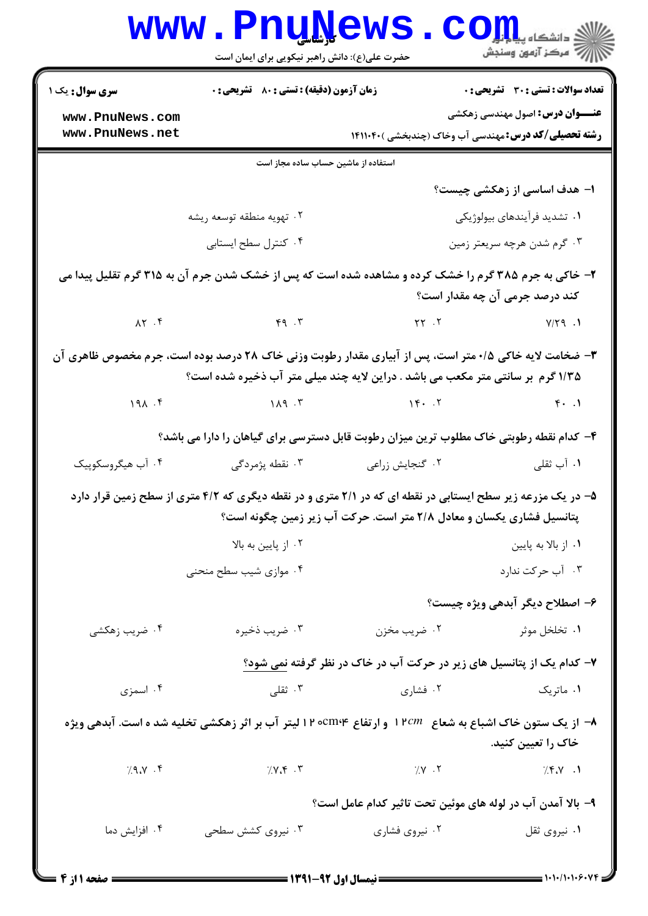**سری سؤال:** یک ۱

**زمان آزمون (دقیقه) : تستی : ۸۰ تشریحی : ۰**

**تعداد سوالات : تستی : ۳۰ تشریحی : ۰**

**عنــــوان درس:** اصول مهندسی زهکشی

**رشته تحصیلی/کد درس:** مهندسی آب وخاک (چندبخشی )۱۴۱۱۰۴۰

استفاده از ماشین حساب ساده مجاز است

۱- هدف اساسی از زهکشی چیست؟

۱. تشدید فرآیندهای بیولوژیکی
۲. تهویه منطقه توسعه ریشه
۳. گرم شدن هرچه سریعتر زمین
۴. کنترل سطح ایستابی

۲- خاکی به جرم ۳۸۵ گرم را خشک کرده و مشاهده شده است که پس از خشک شدن جرم آن به ۳۱۵ گرم تقلیل پیدا می کند درصد جرمی آن چه مقدار است؟

۱. ۷/۲۹
۲. ۲۲
۳. ۴۹
۴. ۸۲

۳- ضخامت لایه خاکی ۰/۵ متر است، پس از آبیاری مقدار رطوبت وزنی خاک ۲۸ درصد بوده است، جرم مخصوص ظاهری آن ۱/۳۵ گرم بر سانتی متر مکعب می باشد . دراین لایه چند میلی متر آب ذخیره شده است؟

۱. ۴۰
۲. ۱۴۰
۳. ۱۸۹
۴. ۱۹۸

۴- کدام نقطه رطوبتی خاک مطلوب ترین میزان رطوبت قابل دسترسی برای گیاهان را دارا می باشد؟

۱. آب ثقلی
۲. گنجایش زراعی
۳. نقطه پژمردگی
۴. آب هیگروسکوپیک

۵- در یک مزرعه زیر سطح ایستابی در نقطه ای که در ۲/۱ متری و در نقطه دیگری که ۴/۲ متری از سطح زمین قرار دارد پتانسیل فشاری یکسان و معادل ۲/۸ متر است. حرکت آب زیر زمین چگونه است؟

۱. از بالا به پایین
۲. از پایین به بالا
۳. آب حرکت ندارد
۴. موازی شیب سطح منحنی

۶- اصطلاح دیگر آبدهی ویژه چیست؟

۱. تخلخل موثر
۲. ضریب مخزن
۳. ضریب ذخیره
۴. ضریب زهکشی

۷- کدام یک از پتانسیل های زیر در حرکت آب در خاک در نظر گرفته نمی شود؟

۱. ماتریک
۲. فشاری
۳. ثقلی
۴. اسمزی

۸- از یک ستون خاک اشباع به شعاع $12cm$ و ارتفاع ۱۲۰cm،۴ لیتر آب بر اثر زهکشی تخلیه شده است. آبدهی ویژه خاک را تعیین کنید.

۱. ٪۴.۷
۲. ٪۷
۳. ٪۷.۴
۴. ٪۹.۷

۹- بالا آمدن آب در لوله های موئین تحت تاثیر کدام عامل است؟

۱. نیروی ثقل
۲. نیروی فشاری
۳. نیروی کشش سطحی
۴. افزایش دما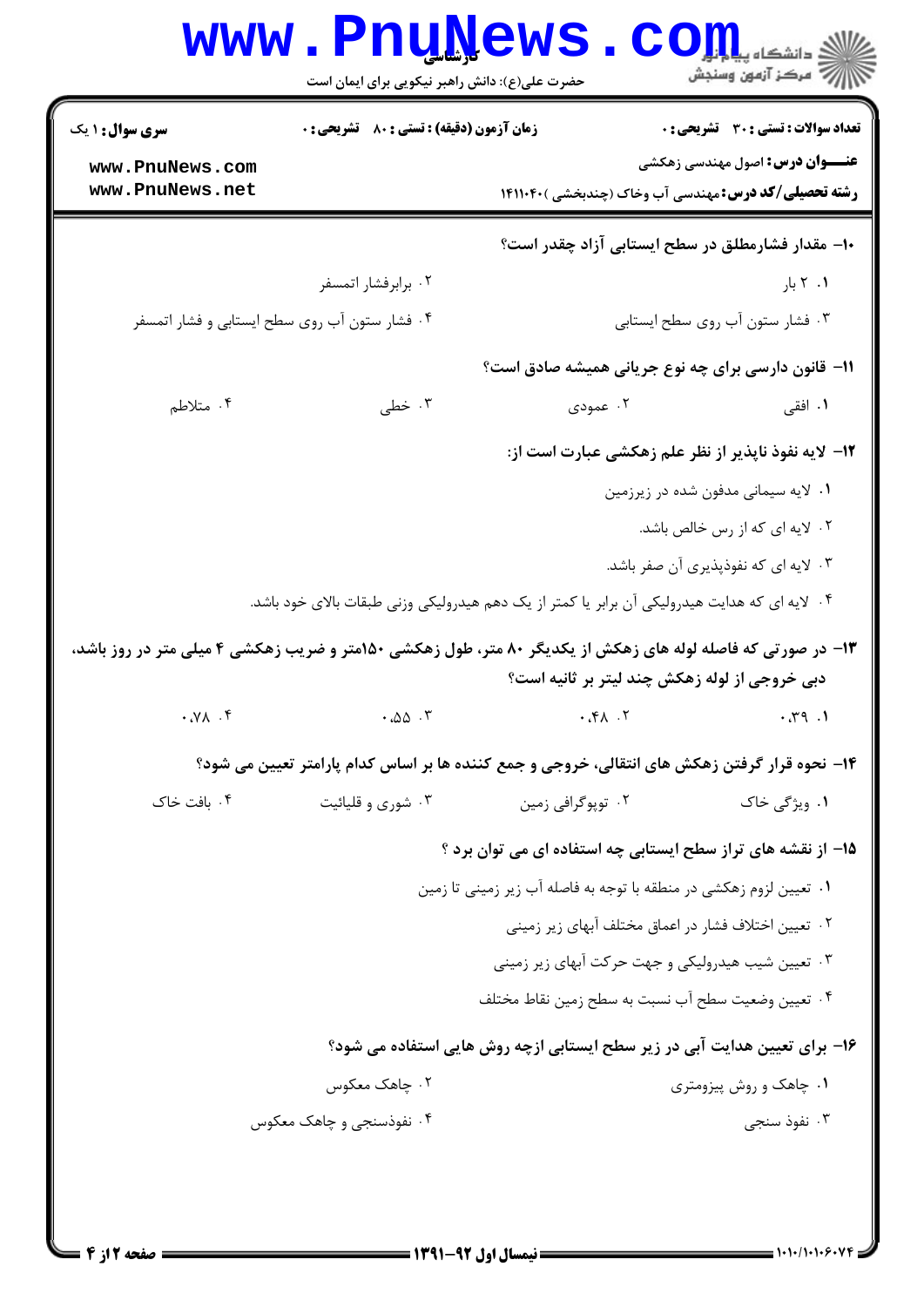**۱۰-** مقدار فشارمطلق در سطح ایستابی آزاد چقدر است؟

۱. ۲ بار

۲. برابرفشار اتمسفر

۳. فشار ستون آب روی سطح ایستابی

۴. فشار ستون آب روی سطح ایستابی و فشار اتمسفر

**۱۱-** قانون دارسی برای چه نوع جریانی همیشه صادق است؟

۱. افقی

۲. عمودی

۳. خطی

۴. متلاطم

**۱۲-** لایه نفوذ ناپذیر از نظر علم زهکشی عبارت است از:

۱. لایه سیمانی مدفون شده در زیرزمین

۲. لایه ای که از رس خالص باشد.

۳. لایه ای که نفوذپذیری آن صفر باشد.

۴. لایه ای که هدایت هیدرولیکی آن برابر یا کمتر از یک دهم هیدرولیکی وزنی طبقات بالای خود باشد.

**۱۳-** در صورتی که فاصله لوله های زهکش از یکدیگر ۸۰ متر، طول زهکشی ۱۵۰متر و ضریب زهکشی ۴ میلی متر در روز باشد، دبی خروجی از لوله زهکش چند لیتر بر ثانیه است؟

۱. ۰.۳۹

۲. ۰.۴۸

۳. ۰.۵۵

۴. ۰.۷۸

**۱۴-** نحوه قرار گرفتن زهکش های انتقالی، خروجی و جمع کننده ها بر اساس کدام پارامتر تعیین می شود؟

۱. ویژگی خاک

۲. توپوگرافی زمین

۳. شوری و قلیائیت

۴. بافت خاک

**۱۵-** از نقشه های تراز سطح ایستابی چه استفاده ای می توان برد ؟

۱. تعیین لزوم زهکشی در منطقه با توجه به فاصله آب زیر زمینی تا زمین

۲. تعیین اختلاف فشار در اعماق مختلف آبهای زیر زمینی

۳. تعیین شیب هیدرولیکی و جهت حرکت آبهای زیر زمینی

۴. تعیین وضعیت سطح آب نسبت به سطح زمین نقاط مختلف

**۱۶-** برای تعیین هدایت آبی در زیر سطح ایستابی ازچه روش هایی استفاده می شود؟

۱. چاهک و روش پیزومتری

۲. چاهک معکوس

۳. نفوذ سنجی

۴. نفوذسنجی و چاهک معکوس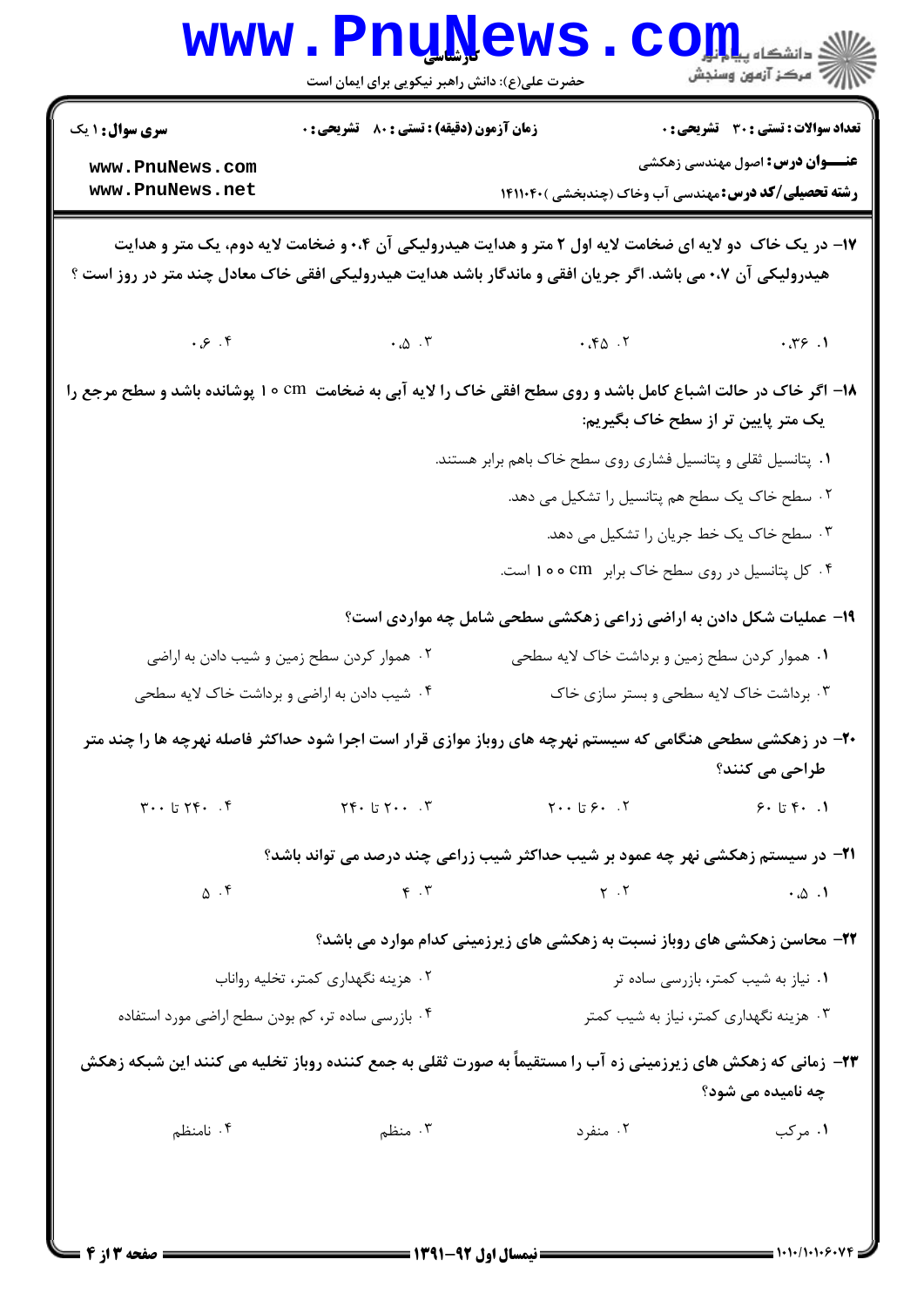۱۷- در یک خاک دو لایه ای ضخامت لایه اول ۲ متر و هدایت هیدرولیکی آن ۰.۴ و ضخامت لایه دوم، یک متر و هدایت هیدرولیکی آن ۰.۷ می باشد. اگر جریان افقی و ماندگار باشد هدایت هیدرولیکی افقی خاک معادل چند متر در روز است ؟

۱. ۰.۳۶
۲. ۰.۴۵
۳. ۰.۵
۴. ۰.۶

۱۸- اگر خاک در حالت اشباع کامل باشد و روی سطح افقی خاک را لایه آبی به ضخامت ۱۰ cm پوشانده باشد و سطح مرجع را یک متر پایین تر از سطح خاک بگیریم:

۱. پتانسیل ثقلی و پتانسیل فشاری روی سطح خاک باهم برابر هستند.
۲. سطح خاک یک سطح هم پتانسیل را تشکیل می دهد.
۳. سطح خاک یک خط جریان را تشکیل می دهد.
۴. کل پتانسیل در روی سطح خاک برابر ۱۰۰ cm است.

۱۹- عملیات شکل دادن به اراضی زراعی زهکشی سطحی شامل چه مواردی است؟

۱. هموار کردن سطح زمین و برداشت خاک لایه سطحی
۲. هموار کردن سطح زمین و شیب دادن به اراضی
۳. برداشت خاک لایه سطحی و بستر سازی خاک
۴. شیب دادن به اراضی و برداشت خاک لایه سطحی

۲۰- در زهکشی سطحی هنگامی که سیستم نهرچه های روباز موازی قرار است اجرا شود حداکثر فاصله نهرچه ها را چند متر طراحی می کنند؟

۱. ۴۰ تا ۶۰
۲. ۶۰ تا ۲۰۰
۳. ۲۰۰ تا ۲۴۰
۴. ۲۴۰ تا ۳۰۰

۲۱- در سیستم زهکشی نهر چه عمود بر شیب حداکثر شیب زراعی چند درصد می تواند باشد؟

۱. ۰.۵
۲. ۲
۳. ۴
۴. ۵

۲۲- محاسن زهکشی های روباز نسبت به زهکشی های زیرزمینی کدام موارد می باشد؟

۱. نیاز به شیب کمتر، بازرسی ساده تر
۲. هزینه نگهداری کمتر، تخلیه رواناب
۳. هزینه نگهداری کمتر، نیاز به شیب کمتر
۴. بازرسی ساده تر، کم بودن سطح اراضی مورد استفاده

۲۳- زمانی که زهکش های زیرزمینی زه آب را مستقیماً به صورت ثقلی به جمع کننده روباز تخلیه می کنند این شبکه زهکش چه نامیده می شود؟

۱. مرکب
۲. منفرد
۳. منظم
۴. نامنظم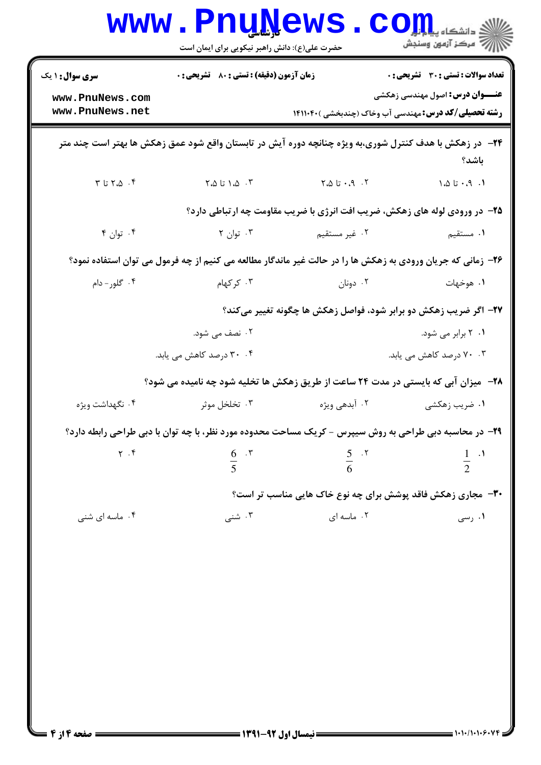**سری سوال:** ۱ یک

**زمان آزمون (دقیقه) : تستی :** ۸۰ **تشریحی :** ۰

**تعداد سوالات : تستی :** ۳۰ **تشریحی :** ۰

**عنـــوان درس:** اصول مهندسی زهکشی

**رشته تحصیلی/کد درس:** مهندسی آب وخاک (چندبخشی )۱۴۱۱۰۴۰

۲۴- در زهکش با هدف کنترل شوری،به ویژه چنانچه دوره آیش در تابستان واقع شود عمق زهکش ها بهتر است چند متر باشد؟

۱. ۰.۹ تا ۱.۵

۲. ۰.۹ تا ۲.۵

۳. ۱.۵ تا ۲.۵

۴. ۲.۵ تا ۳

۲۵- در ورودی لوله های زهکش، ضریب افت انرژی با ضریب مقاومت چه ارتباطی دارد؟

۱. مستقیم

۲. غیر مستقیم

۳. توان ۲

۴. توان ۴

۲۶- زمانی که جریان ورودی به زهکش ها را در حالت غیر ماندگار مطالعه می کنیم از چه فرمول می توان استفاده نمود؟

۱. هوخهات

۲. دونان

۳. کرکهام

۴. گلور- دام

۲۷- اگر ضریب زهکش دو برابر شود، فواصل زهکش ها چگونه تغییر می‌کند؟

۱. ۲ برابر می شود.

۲. نصف می شود.

۳. ۷۰ درصد کاهش می یابد.

۴. ۳۰ درصد کاهش می یابد.

۲۸- میزان آبی که بایستی در مدت ۲۴ ساعت از طریق زهکش ها تخلیه شود چه نامیده می شود؟

۱. ضریب زهکشی

۲. آبدهی ویژه

۳. تخلخل موثر

۴. نگهداشت ویژه

۲۹- در محاسبه دبی طراحی به روش سیپرس - کریک مساحت محدوده مورد نظر، با چه توان با دبی طراحی رابطه دارد؟

۱. $\frac{1}{2}$

۲. $\frac{5}{6}$

۳. $\frac{6}{5}$

۴. ۲

۳۰- مجاری زهکش فاقد پوشش برای چه نوع خاک هایی مناسب تر است؟

۱. رسی

۲. ماسه ای

۳. شنی

۴. ماسه ای شنی